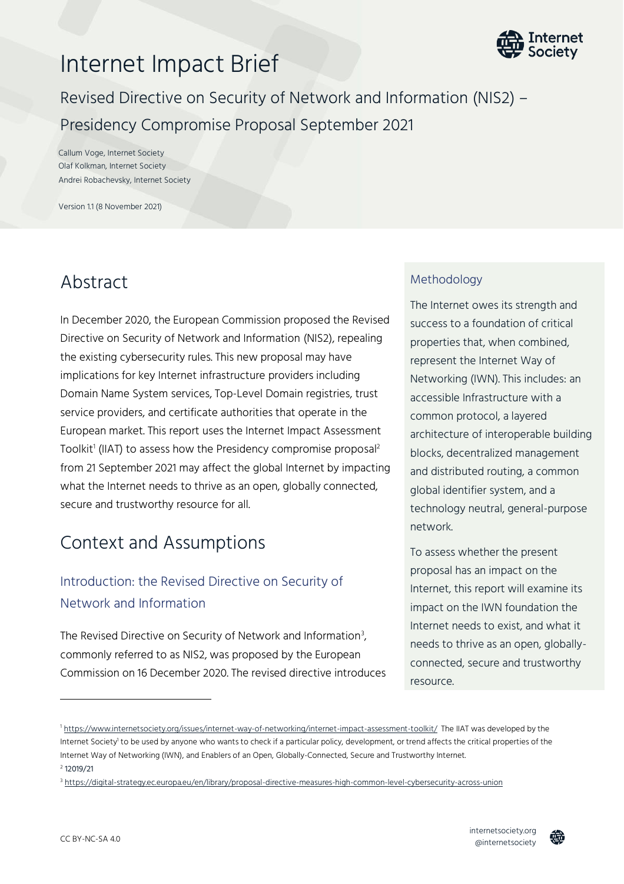# Internet Impact Brief

## Revised Directive on Security of Network and Information (NIS2) – Presidency Compromise Proposal September 2021

Callum Voge, Internet Society
Olaf Kolkman, Internet Society
Andrei Robachevsky, Internet Society

Version 1.1 (8 November 2021)

## Abstract

In December 2020, the European Commission proposed the Revised Directive on Security of Network and Information (NIS2), repealing the existing cybersecurity rules. This new proposal may have implications for key Internet infrastructure providers including Domain Name System services, Top-Level Domain registries, trust service providers, and certificate authorities that operate in the European market. This report uses the Internet Impact Assessment Toolkit[1] (IIAT) to assess how the Presidency compromise proposal[2] from 21 September 2021 may affect the global Internet by impacting what the Internet needs to thrive as an open, globally connected, secure and trustworthy resource for all.

## Context and Assumptions

### Introduction: the Revised Directive on Security of Network and Information

The Revised Directive on Security of Network and Information[3], commonly referred to as NIS2, was proposed by the European Commission on 16 December 2020. The revised directive introduces

### Methodology

The Internet owes its strength and success to a foundation of critical properties that, when combined, represent the Internet Way of Networking (IWN). This includes: an accessible Infrastructure with a common protocol, a layered architecture of interoperable building blocks, decentralized management and distributed routing, a common global identifier system, and a technology neutral, general-purpose network.

To assess whether the present proposal has an impact on the Internet, this report will examine its impact on the IWN foundation the Internet needs to exist, and what it needs to thrive as an open, globally-connected, secure and trustworthy resource.

---

[1] https://www.internetsociety.org/issues/internet-way-of-networking/internet-impact-assessment-toolkit/ The IIAT was developed by the Internet Society[i] to be used by anyone who wants to check if a particular policy, development, or trend affects the critical properties of the Internet Way of Networking (IWN), and Enablers of an Open, Globally-Connected, Secure and Trustworthy Internet.

[2] 12019/21

[3] https://digital-strategy.ec.europa.eu/en/library/proposal-directive-measures-high-common-level-cybersecurity-across-union

CC BY-NC-SA 4.0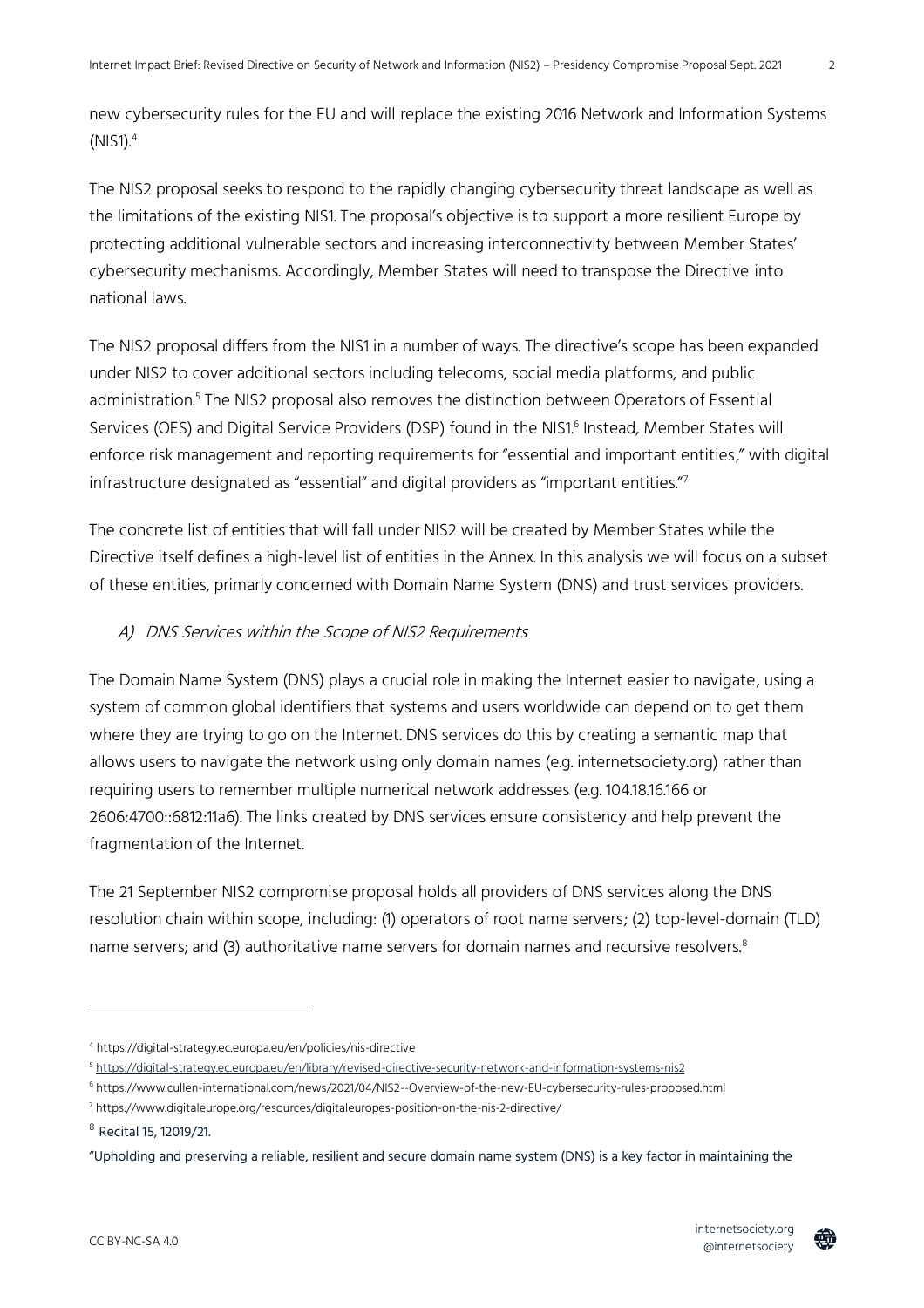new cybersecurity rules for the EU and will replace the existing 2016 Network and Information Systems (NIS1).[4]

The NIS2 proposal seeks to respond to the rapidly changing cybersecurity threat landscape as well as the limitations of the existing NIS1. The proposal's objective is to support a more resilient Europe by protecting additional vulnerable sectors and increasing interconnectivity between Member States' cybersecurity mechanisms. Accordingly, Member States will need to transpose the Directive into national laws.

The NIS2 proposal differs from the NIS1 in a number of ways. The directive's scope has been expanded under NIS2 to cover additional sectors including telecoms, social media platforms, and public administration.[5] The NIS2 proposal also removes the distinction between Operators of Essential Services (OES) and Digital Service Providers (DSP) found in the NIS1.[6] Instead, Member States will enforce risk management and reporting requirements for "essential and important entities," with digital infrastructure designated as "essential" and digital providers as "important entities."[7]

The concrete list of entities that will fall under NIS2 will be created by Member States while the Directive itself defines a high-level list of entities in the Annex. In this analysis we will focus on a subset of these entities, primarily concerned with Domain Name System (DNS) and trust services providers.

### A) *DNS Services within the Scope of NIS2 Requirements*

The Domain Name System (DNS) plays a crucial role in making the Internet easier to navigate, using a system of common global identifiers that systems and users worldwide can depend on to get them where they are trying to go on the Internet. DNS services do this by creating a semantic map that allows users to navigate the network using only domain names (e.g. internetsociety.org) rather than requiring users to remember multiple numerical network addresses (e.g. 104.18.16.166 or 2606:4700::6812:11a6). The links created by DNS services ensure consistency and help prevent the fragmentation of the Internet.

The 21 September NIS2 compromise proposal holds all providers of DNS services along the DNS resolution chain within scope, including: (1) operators of root name servers; (2) top-level-domain (TLD) name servers; and (3) authoritative name servers for domain names and recursive resolvers.[8]

---

[4] https://digital-strategy.ec.europa.eu/en/policies/nis-directive

[5] https://digital-strategy.ec.europa.eu/en/library/revised-directive-security-network-and-information-systems-nis2

[6] https://www.cullen-international.com/news/2021/04/NIS2--Overview-of-the-new-EU-cybersecurity-rules-proposed.html

[7] https://www.digitaleurope.org/resources/digitaleuropes-position-on-the-nis-2-directive/

[8] Recital 15, 12019/21.

"Upholding and preserving a reliable, resilient and secure domain name system (DNS) is a key factor in maintaining the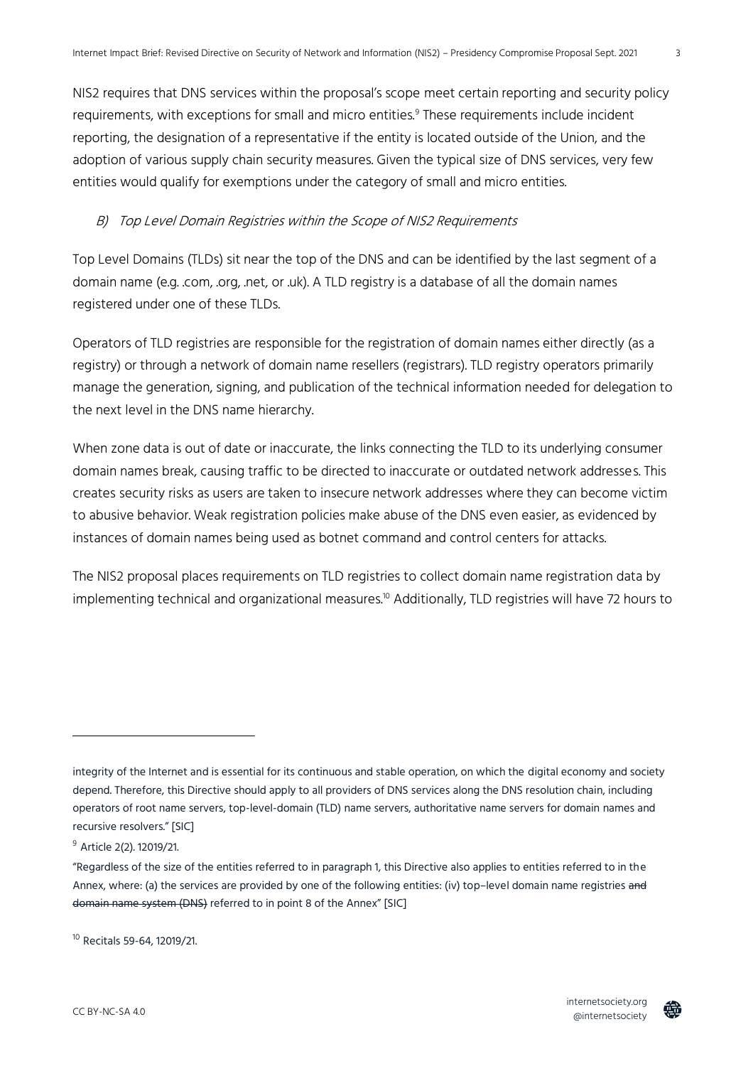NIS2 requires that DNS services within the proposal's scope meet certain reporting and security policy requirements, with exceptions for small and micro entities.[9] These requirements include incident reporting, the designation of a representative if the entity is located outside of the Union, and the adoption of various supply chain security measures. Given the typical size of DNS services, very few entities would qualify for exemptions under the category of small and micro entities.

### *B) Top Level Domain Registries within the Scope of NIS2 Requirements*

Top Level Domains (TLDs) sit near the top of the DNS and can be identified by the last segment of a domain name (e.g. .com, .org, .net, or .uk). A TLD registry is a database of all the domain names registered under one of these TLDs.

Operators of TLD registries are responsible for the registration of domain names either directly (as a registry) or through a network of domain name resellers (registrars). TLD registry operators primarily manage the generation, signing, and publication of the technical information needed for delegation to the next level in the DNS name hierarchy.

When zone data is out of date or inaccurate, the links connecting the TLD to its underlying consumer domain names break, causing traffic to be directed to inaccurate or outdated network addresses. This creates security risks as users are taken to insecure network addresses where they can become victim to abusive behavior. Weak registration policies make abuse of the DNS even easier, as evidenced by instances of domain names being used as botnet command and control centers for attacks.

The NIS2 proposal places requirements on TLD registries to collect domain name registration data by implementing technical and organizational measures.[10] Additionally, TLD registries will have 72 hours to

---

integrity of the Internet and is essential for its continuous and stable operation, on which the digital economy and society depend. Therefore, this Directive should apply to all providers of DNS services along the DNS resolution chain, including operators of root name servers, top-level-domain (TLD) name servers, authoritative name servers for domain names and recursive resolvers." [SIC]

[9] Article 2(2). 12019/21.

"Regardless of the size of the entities referred to in paragraph 1, this Directive also applies to entities referred to in the Annex, where: (a) the services are provided by one of the following entities: (iv) top–level domain name registries ~~and domain name system (DNS)~~ referred to in point 8 of the Annex" [SIC]

[10] Recitals 59-64, 12019/21.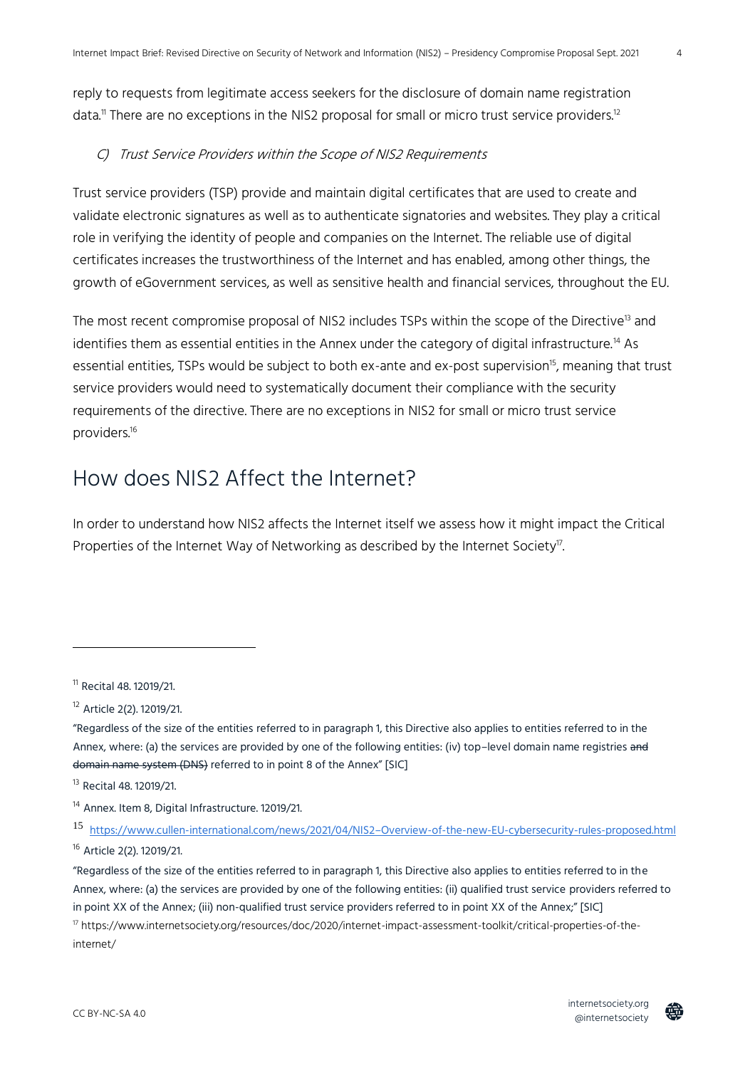reply to requests from legitimate access seekers for the disclosure of domain name registration data.[11] There are no exceptions in the NIS2 proposal for small or micro trust service providers.[12]

### C) *Trust Service Providers within the Scope of NIS2 Requirements*

Trust service providers (TSP) provide and maintain digital certificates that are used to create and validate electronic signatures as well as to authenticate signatories and websites. They play a critical role in verifying the identity of people and companies on the Internet. The reliable use of digital certificates increases the trustworthiness of the Internet and has enabled, among other things, the growth of eGovernment services, as well as sensitive health and financial services, throughout the EU.

The most recent compromise proposal of NIS2 includes TSPs within the scope of the Directive[13] and identifies them as essential entities in the Annex under the category of digital infrastructure.[14] As essential entities, TSPs would be subject to both ex-ante and ex-post supervision[15], meaning that trust service providers would need to systematically document their compliance with the security requirements of the directive. There are no exceptions in NIS2 for small or micro trust service providers.[16]

## How does NIS2 Affect the Internet?

In order to understand how NIS2 affects the Internet itself we assess how it might impact the Critical Properties of the Internet Way of Networking as described by the Internet Society[17].

---

[11] Recital 48. 12019/21.

[12] Article 2(2). 12019/21.

"Regardless of the size of the entities referred to in paragraph 1, this Directive also applies to entities referred to in the Annex, where: (a) the services are provided by one of the following entities: (iv) top-level domain name registries ~~and domain name system (DNS)~~ referred to in point 8 of the Annex" [SIC]

[13] Recital 48. 12019/21.

[14] Annex. Item 8, Digital Infrastructure. 12019/21.

[15] https://www.cullen-international.com/news/2021/04/NIS2-Overview-of-the-new-EU-cybersecurity-rules-proposed.html

[16] Article 2(2). 12019/21.

"Regardless of the size of the entities referred to in paragraph 1, this Directive also applies to entities referred to in the Annex, where: (a) the services are provided by one of the following entities: (ii) qualified trust service providers referred to in point XX of the Annex; (iii) non-qualified trust service providers referred to in point XX of the Annex;" [SIC]

[17] https://www.internetsociety.org/resources/doc/2020/internet-impact-assessment-toolkit/critical-properties-of-the-internet/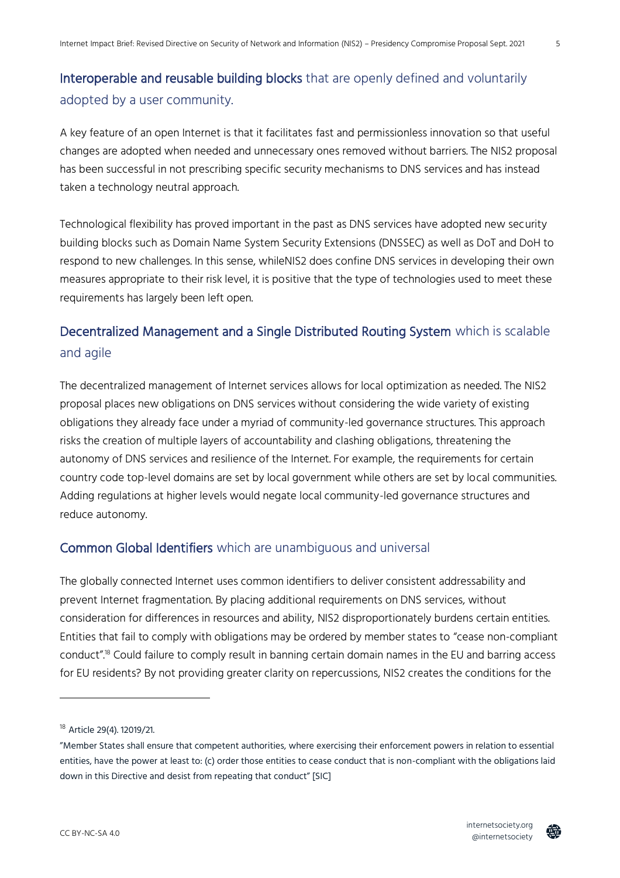## Interoperable and reusable building blocks that are openly defined and voluntarily adopted by a user community.

A key feature of an open Internet is that it facilitates fast and permissionless innovation so that useful changes are adopted when needed and unnecessary ones removed without barriers. The NIS2 proposal has been successful in not prescribing specific security mechanisms to DNS services and has instead taken a technology neutral approach.

Technological flexibility has proved important in the past as DNS services have adopted new security building blocks such as Domain Name System Security Extensions (DNSSEC) as well as DoT and DoH to respond to new challenges. In this sense, whileNIS2 does confine DNS services in developing their own measures appropriate to their risk level, it is positive that the type of technologies used to meet these requirements has largely been left open.

## Decentralized Management and a Single Distributed Routing System which is scalable and agile

The decentralized management of Internet services allows for local optimization as needed. The NIS2 proposal places new obligations on DNS services without considering the wide variety of existing obligations they already face under a myriad of community-led governance structures. This approach risks the creation of multiple layers of accountability and clashing obligations, threatening the autonomy of DNS services and resilience of the Internet. For example, the requirements for certain country code top-level domains are set by local government while others are set by local communities. Adding regulations at higher levels would negate local community-led governance structures and reduce autonomy.

## Common Global Identifiers which are unambiguous and universal

The globally connected Internet uses common identifiers to deliver consistent addressability and prevent Internet fragmentation. By placing additional requirements on DNS services, without consideration for differences in resources and ability, NIS2 disproportionately burdens certain entities. Entities that fail to comply with obligations may be ordered by member states to "cease non-compliant conduct".[18] Could failure to comply result in banning certain domain names in the EU and barring access for EU residents? By not providing greater clarity on repercussions, NIS2 creates the conditions for the

---

[18] Article 29(4). 12019/21.

"Member States shall ensure that competent authorities, where exercising their enforcement powers in relation to essential entities, have the power at least to: (c) order those entities to cease conduct that is non-compliant with the obligations laid down in this Directive and desist from repeating that conduct" [SIC]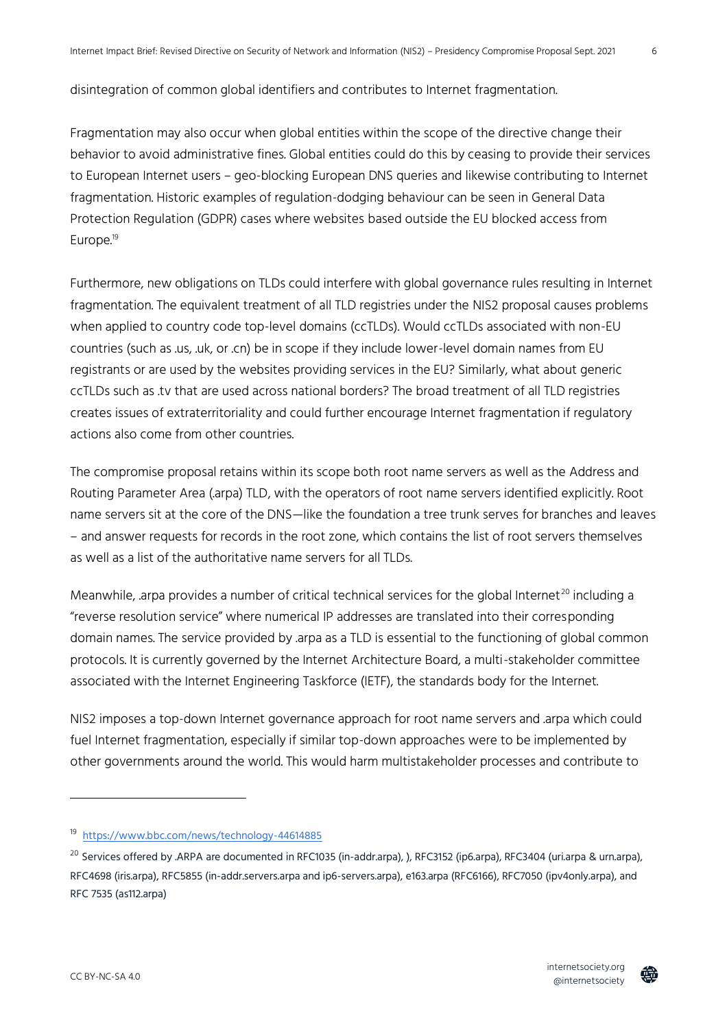disintegration of common global identifiers and contributes to Internet fragmentation.

Fragmentation may also occur when global entities within the scope of the directive change their behavior to avoid administrative fines. Global entities could do this by ceasing to provide their services to European Internet users – geo-blocking European DNS queries and likewise contributing to Internet fragmentation. Historic examples of regulation-dodging behaviour can be seen in General Data Protection Regulation (GDPR) cases where websites based outside the EU blocked access from Europe.[19]

Furthermore, new obligations on TLDs could interfere with global governance rules resulting in Internet fragmentation. The equivalent treatment of all TLD registries under the NIS2 proposal causes problems when applied to country code top-level domains (ccTLDs). Would ccTLDs associated with non-EU countries (such as .us, .uk, or .cn) be in scope if they include lower-level domain names from EU registrants or are used by the websites providing services in the EU? Similarly, what about generic ccTLDs such as .tv that are used across national borders? The broad treatment of all TLD registries creates issues of extraterritoriality and could further encourage Internet fragmentation if regulatory actions also come from other countries.

The compromise proposal retains within its scope both root name servers as well as the Address and Routing Parameter Area (.arpa) TLD, with the operators of root name servers identified explicitly. Root name servers sit at the core of the DNS—like the foundation a tree trunk serves for branches and leaves – and answer requests for records in the root zone, which contains the list of root servers themselves as well as a list of the authoritative name servers for all TLDs.

Meanwhile, .arpa provides a number of critical technical services for the global Internet[20] including a "reverse resolution service" where numerical IP addresses are translated into their corresponding domain names. The service provided by .arpa as a TLD is essential to the functioning of global common protocols. It is currently governed by the Internet Architecture Board, a multi-stakeholder committee associated with the Internet Engineering Taskforce (IETF), the standards body for the Internet.

NIS2 imposes a top-down Internet governance approach for root name servers and .arpa which could fuel Internet fragmentation, especially if similar top-down approaches were to be implemented by other governments around the world. This would harm multistakeholder processes and contribute to

---

[19] https://www.bbc.com/news/technology-44614885

[20] Services offered by .ARPA are documented in RFC1035 (in-addr.arpa), ), RFC3152 (ip6.arpa), RFC3404 (uri.arpa & urn.arpa), RFC4698 (iris.arpa), RFC5855 (in-addr.servers.arpa and ip6-servers.arpa), e163.arpa (RFC6166), RFC7050 (ipv4only.arpa), and RFC 7535 (as112.arpa)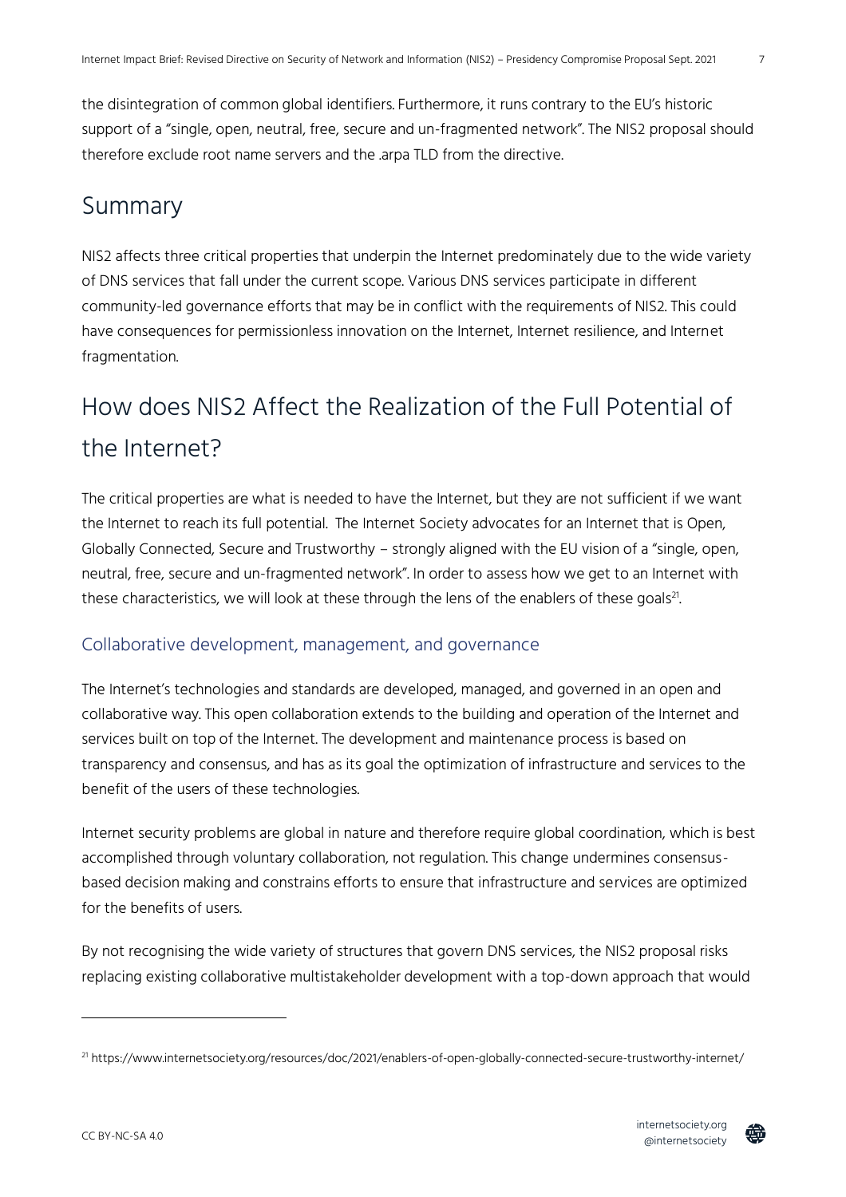the disintegration of common global identifiers. Furthermore, it runs contrary to the EU's historic support of a "single, open, neutral, free, secure and un-fragmented network". The NIS2 proposal should therefore exclude root name servers and the .arpa TLD from the directive.

## Summary

NIS2 affects three critical properties that underpin the Internet predominately due to the wide variety of DNS services that fall under the current scope. Various DNS services participate in different community-led governance efforts that may be in conflict with the requirements of NIS2. This could have consequences for permissionless innovation on the Internet, Internet resilience, and Internet fragmentation.

## How does NIS2 Affect the Realization of the Full Potential of the Internet?

The critical properties are what is needed to have the Internet, but they are not sufficient if we want the Internet to reach its full potential. The Internet Society advocates for an Internet that is Open, Globally Connected, Secure and Trustworthy – strongly aligned with the EU vision of a "single, open, neutral, free, secure and un-fragmented network". In order to assess how we get to an Internet with these characteristics, we will look at these through the lens of the enablers of these goals[21].

### Collaborative development, management, and governance

The Internet's technologies and standards are developed, managed, and governed in an open and collaborative way. This open collaboration extends to the building and operation of the Internet and services built on top of the Internet. The development and maintenance process is based on transparency and consensus, and has as its goal the optimization of infrastructure and services to the benefit of the users of these technologies.

Internet security problems are global in nature and therefore require global coordination, which is best accomplished through voluntary collaboration, not regulation. This change undermines consensus-based decision making and constrains efforts to ensure that infrastructure and services are optimized for the benefits of users.

By not recognising the wide variety of structures that govern DNS services, the NIS2 proposal risks replacing existing collaborative multistakeholder development with a top-down approach that would

[21] https://www.internetsociety.org/resources/doc/2021/enablers-of-open-globally-connected-secure-trustworthy-internet/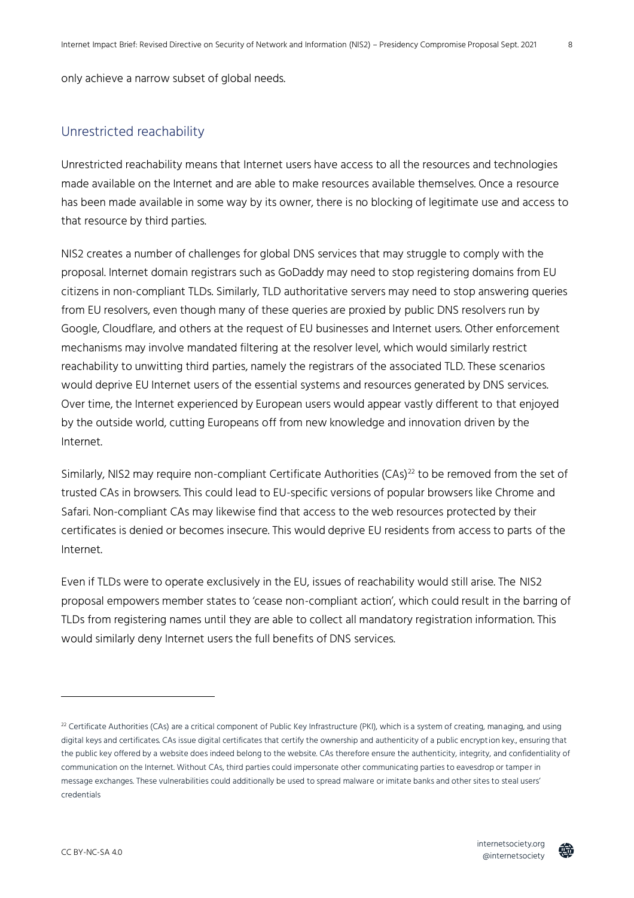only achieve a narrow subset of global needs.

## Unrestricted reachability

Unrestricted reachability means that Internet users have access to all the resources and technologies made available on the Internet and are able to make resources available themselves. Once a resource has been made available in some way by its owner, there is no blocking of legitimate use and access to that resource by third parties.

NIS2 creates a number of challenges for global DNS services that may struggle to comply with the proposal. Internet domain registrars such as GoDaddy may need to stop registering domains from EU citizens in non-compliant TLDs. Similarly, TLD authoritative servers may need to stop answering queries from EU resolvers, even though many of these queries are proxied by public DNS resolvers run by Google, Cloudflare, and others at the request of EU businesses and Internet users. Other enforcement mechanisms may involve mandated filtering at the resolver level, which would similarly restrict reachability to unwitting third parties, namely the registrars of the associated TLD. These scenarios would deprive EU Internet users of the essential systems and resources generated by DNS services. Over time, the Internet experienced by European users would appear vastly different to that enjoyed by the outside world, cutting Europeans off from new knowledge and innovation driven by the Internet.

Similarly, NIS2 may require non-compliant Certificate Authorities (CAs)[22] to be removed from the set of trusted CAs in browsers. This could lead to EU-specific versions of popular browsers like Chrome and Safari. Non-compliant CAs may likewise find that access to the web resources protected by their certificates is denied or becomes insecure. This would deprive EU residents from access to parts of the Internet.

Even if TLDs were to operate exclusively in the EU, issues of reachability would still arise. The NIS2 proposal empowers member states to 'cease non-compliant action', which could result in the barring of TLDs from registering names until they are able to collect all mandatory registration information. This would similarly deny Internet users the full benefits of DNS services.

---

[22] Certificate Authorities (CAs) are a critical component of Public Key Infrastructure (PKI), which is a system of creating, managing, and using digital keys and certificates. CAs issue digital certificates that certify the ownership and authenticity of a public encryption key., ensuring that the public key offered by a website does indeed belong to the website. CAs therefore ensure the authenticity, integrity, and confidentiality of communication on the Internet. Without CAs, third parties could impersonate other communicating parties to eavesdrop or tamper in message exchanges. These vulnerabilities could additionally be used to spread malware or imitate banks and other sites to steal users' credentials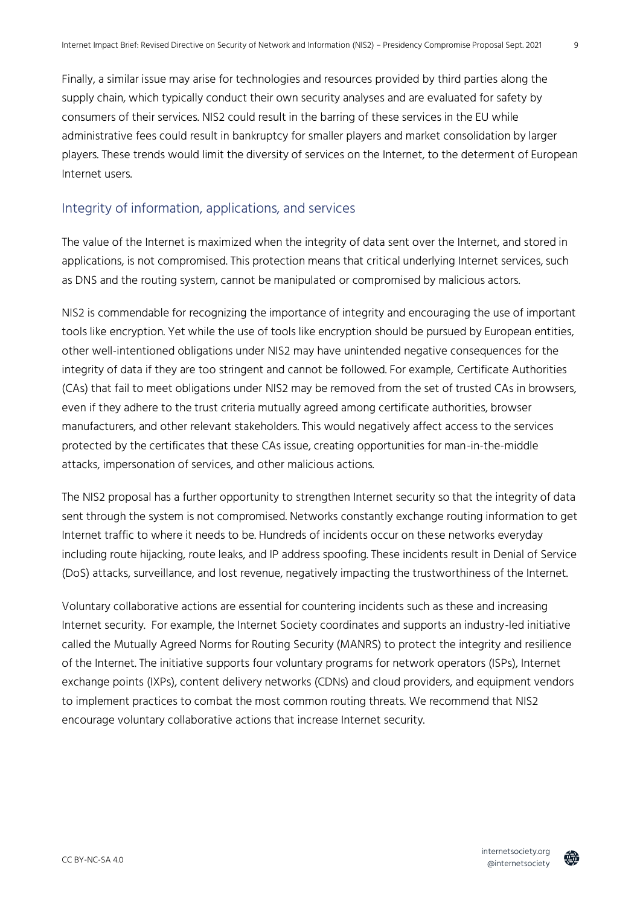Finally, a similar issue may arise for technologies and resources provided by third parties along the supply chain, which typically conduct their own security analyses and are evaluated for safety by consumers of their services. NIS2 could result in the barring of these services in the EU while administrative fees could result in bankruptcy for smaller players and market consolidation by larger players. These trends would limit the diversity of services on the Internet, to the determent of European Internet users.

## Integrity of information, applications, and services

The value of the Internet is maximized when the integrity of data sent over the Internet, and stored in applications, is not compromised. This protection means that critical underlying Internet services, such as DNS and the routing system, cannot be manipulated or compromised by malicious actors.

NIS2 is commendable for recognizing the importance of integrity and encouraging the use of important tools like encryption. Yet while the use of tools like encryption should be pursued by European entities, other well-intentioned obligations under NIS2 may have unintended negative consequences for the integrity of data if they are too stringent and cannot be followed. For example, Certificate Authorities (CAs) that fail to meet obligations under NIS2 may be removed from the set of trusted CAs in browsers, even if they adhere to the trust criteria mutually agreed among certificate authorities, browser manufacturers, and other relevant stakeholders. This would negatively affect access to the services protected by the certificates that these CAs issue, creating opportunities for man-in-the-middle attacks, impersonation of services, and other malicious actions.

The NIS2 proposal has a further opportunity to strengthen Internet security so that the integrity of data sent through the system is not compromised. Networks constantly exchange routing information to get Internet traffic to where it needs to be. Hundreds of incidents occur on these networks everyday including route hijacking, route leaks, and IP address spoofing. These incidents result in Denial of Service (DoS) attacks, surveillance, and lost revenue, negatively impacting the trustworthiness of the Internet.

Voluntary collaborative actions are essential for countering incidents such as these and increasing Internet security. For example, the Internet Society coordinates and supports an industry-led initiative called the Mutually Agreed Norms for Routing Security (MANRS) to protect the integrity and resilience of the Internet. The initiative supports four voluntary programs for network operators (ISPs), Internet exchange points (IXPs), content delivery networks (CDNs) and cloud providers, and equipment vendors to implement practices to combat the most common routing threats. We recommend that NIS2 encourage voluntary collaborative actions that increase Internet security.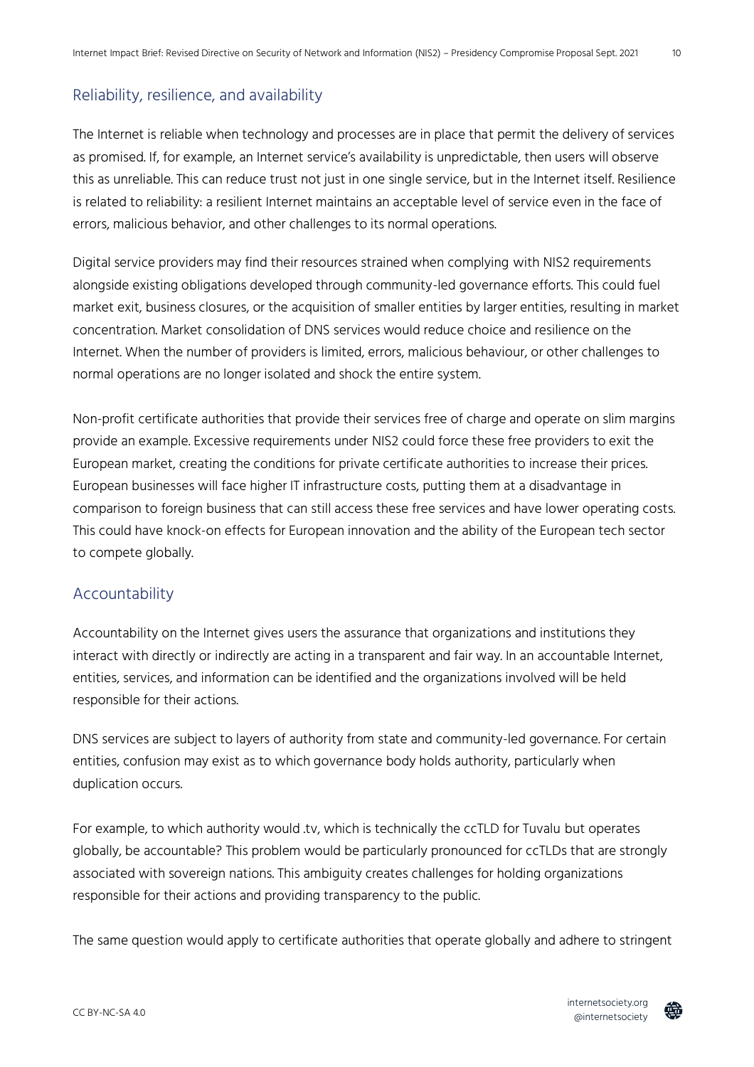## Reliability, resilience, and availability

The Internet is reliable when technology and processes are in place that permit the delivery of services as promised. If, for example, an Internet service's availability is unpredictable, then users will observe this as unreliable. This can reduce trust not just in one single service, but in the Internet itself. Resilience is related to reliability: a resilient Internet maintains an acceptable level of service even in the face of errors, malicious behavior, and other challenges to its normal operations.

Digital service providers may find their resources strained when complying with NIS2 requirements alongside existing obligations developed through community-led governance efforts. This could fuel market exit, business closures, or the acquisition of smaller entities by larger entities, resulting in market concentration. Market consolidation of DNS services would reduce choice and resilience on the Internet. When the number of providers is limited, errors, malicious behaviour, or other challenges to normal operations are no longer isolated and shock the entire system.

Non-profit certificate authorities that provide their services free of charge and operate on slim margins provide an example. Excessive requirements under NIS2 could force these free providers to exit the European market, creating the conditions for private certificate authorities to increase their prices. European businesses will face higher IT infrastructure costs, putting them at a disadvantage in comparison to foreign business that can still access these free services and have lower operating costs. This could have knock-on effects for European innovation and the ability of the European tech sector to compete globally.

## Accountability

Accountability on the Internet gives users the assurance that organizations and institutions they interact with directly or indirectly are acting in a transparent and fair way. In an accountable Internet, entities, services, and information can be identified and the organizations involved will be held responsible for their actions.

DNS services are subject to layers of authority from state and community-led governance. For certain entities, confusion may exist as to which governance body holds authority, particularly when duplication occurs.

For example, to which authority would .tv, which is technically the ccTLD for Tuvalu but operates globally, be accountable? This problem would be particularly pronounced for ccTLDs that are strongly associated with sovereign nations. This ambiguity creates challenges for holding organizations responsible for their actions and providing transparency to the public.

The same question would apply to certificate authorities that operate globally and adhere to stringent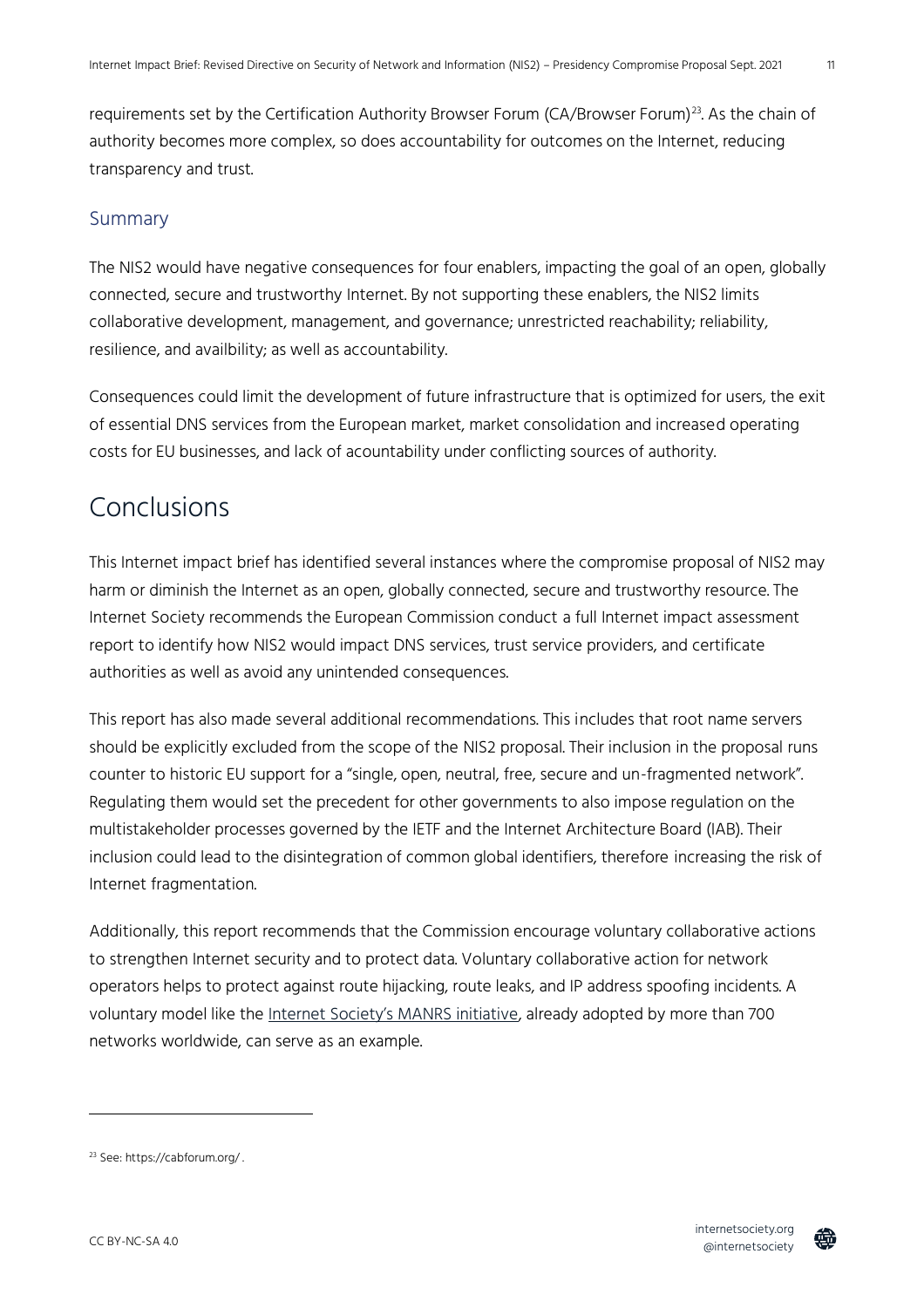requirements set by the Certification Authority Browser Forum (CA/Browser Forum)[23]. As the chain of authority becomes more complex, so does accountability for outcomes on the Internet, reducing transparency and trust.

### Summary

The NIS2 would have negative consequences for four enablers, impacting the goal of an open, globally connected, secure and trustworthy Internet. By not supporting these enablers, the NIS2 limits collaborative development, management, and governance; unrestricted reachability; reliability, resilience, and availbility; as well as accountability.

Consequences could limit the development of future infrastructure that is optimized for users, the exit of essential DNS services from the European market, market consolidation and increased operating costs for EU businesses, and lack of acountability under conflicting sources of authority.

## Conclusions

This Internet impact brief has identified several instances where the compromise proposal of NIS2 may harm or diminish the Internet as an open, globally connected, secure and trustworthy resource. The Internet Society recommends the European Commission conduct a full Internet impact assessment report to identify how NIS2 would impact DNS services, trust service providers, and certificate authorities as well as avoid any unintended consequences.

This report has also made several additional recommendations. This includes that root name servers should be explicitly excluded from the scope of the NIS2 proposal. Their inclusion in the proposal runs counter to historic EU support for a "single, open, neutral, free, secure and un-fragmented network". Regulating them would set the precedent for other governments to also impose regulation on the multistakeholder processes governed by the IETF and the Internet Architecture Board (IAB). Their inclusion could lead to the disintegration of common global identifiers, therefore increasing the risk of Internet fragmentation.

Additionally, this report recommends that the Commission encourage voluntary collaborative actions to strengthen Internet security and to protect data. Voluntary collaborative action for network operators helps to protect against route hijacking, route leaks, and IP address spoofing incidents. A voluntary model like the Internet Society's MANRS initiative, already adopted by more than 700 networks worldwide, can serve as an example.

[23] See: https://cabforum.org/ .